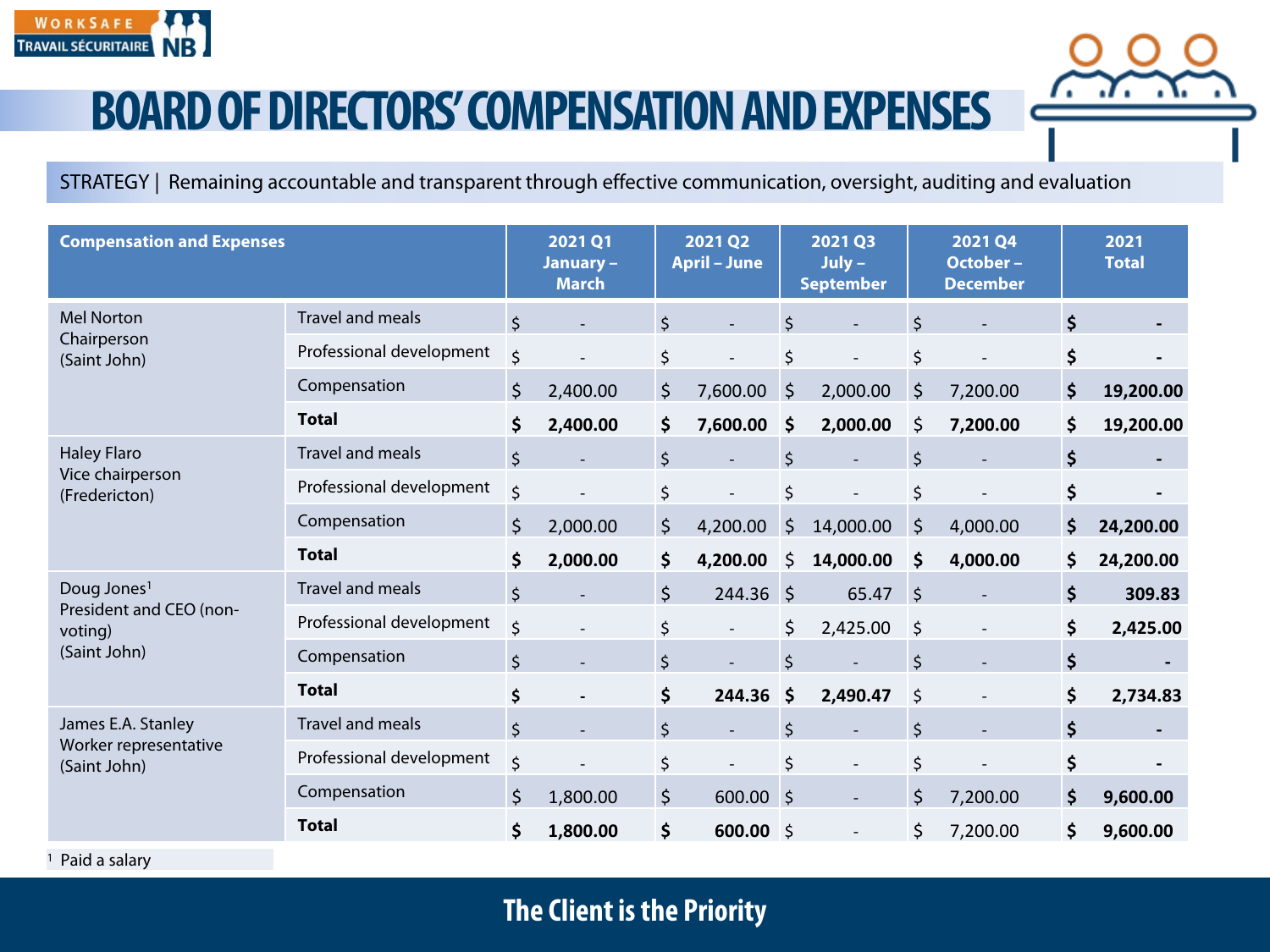# BOARD OF DIRECTORS' COMPENSATION AND EXPENSES

STRATEGY | Remaining accountable and transparent through effective communication, oversight, auditing and evaluation

| Compensation and Expenses | | 2021 Q1 January – March | 2021 Q2 April – June | 2021 Q3 July – September | 2021 Q4 October – December | 2021 Total |
|---|---|---|---|---|---|---|
| Mel Norton Chairperson (Saint John) | Travel and meals | $ - | $ - | $ - | $ - | **$ -** |
| | Professional development | $ - | $ - | $ - | $ - | **$ -** |
| | Compensation | $ 2,400.00 | $ 7,600.00 | $ 2,000.00 | $ 7,200.00 | **$ 19,200.00** |
| | **Total** | **$ 2,400.00** | **$ 7,600.00** | **$ 2,000.00** | $ 7,200.00 | **$ 19,200.00** |
| Haley Flaro Vice chairperson (Fredericton) | Travel and meals | $ - | $ - | $ - | $ - | **$ -** |
| | Professional development | $ - | $ - | $ - | $ - | **$ -** |
| | Compensation | $ 2,000.00 | $ 4,200.00 | $ 14,000.00 | $ 4,000.00 | **$ 24,200.00** |
| | **Total** | **$ 2,000.00** | **$ 4,200.00** | $ 14,000.00 | **$ 4,000.00** | **$ 24,200.00** |
| Doug Jones[1] President and CEO (non-voting) (Saint John) | Travel and meals | $ - | $ 244.36 | $ 65.47 | $ - | **$ 309.83** |
| | Professional development | $ - | $ - | $ 2,425.00 | $ - | **$ 2,425.00** |
| | Compensation | $ - | $ - | $ - | $ - | **$ -** |
| | **Total** | **$ -** | **$ 244.36** | **$ 2,490.47** | $ - | **$ 2,734.83** |
| James E.A. Stanley Worker representative (Saint John) | Travel and meals | $ - | $ - | $ - | $ - | **$ -** |
| | Professional development | $ - | $ - | $ - | $ - | **$ -** |
| | Compensation | $ 1,800.00 | $ 600.00 | $ - | $ 7,200.00 | **$ 9,600.00** |
| | **Total** | **$ 1,800.00** | **$ 600.00** | $ - | $ 7,200.00 | **$ 9,600.00** |

[1] Paid a salary

The Client is the Priority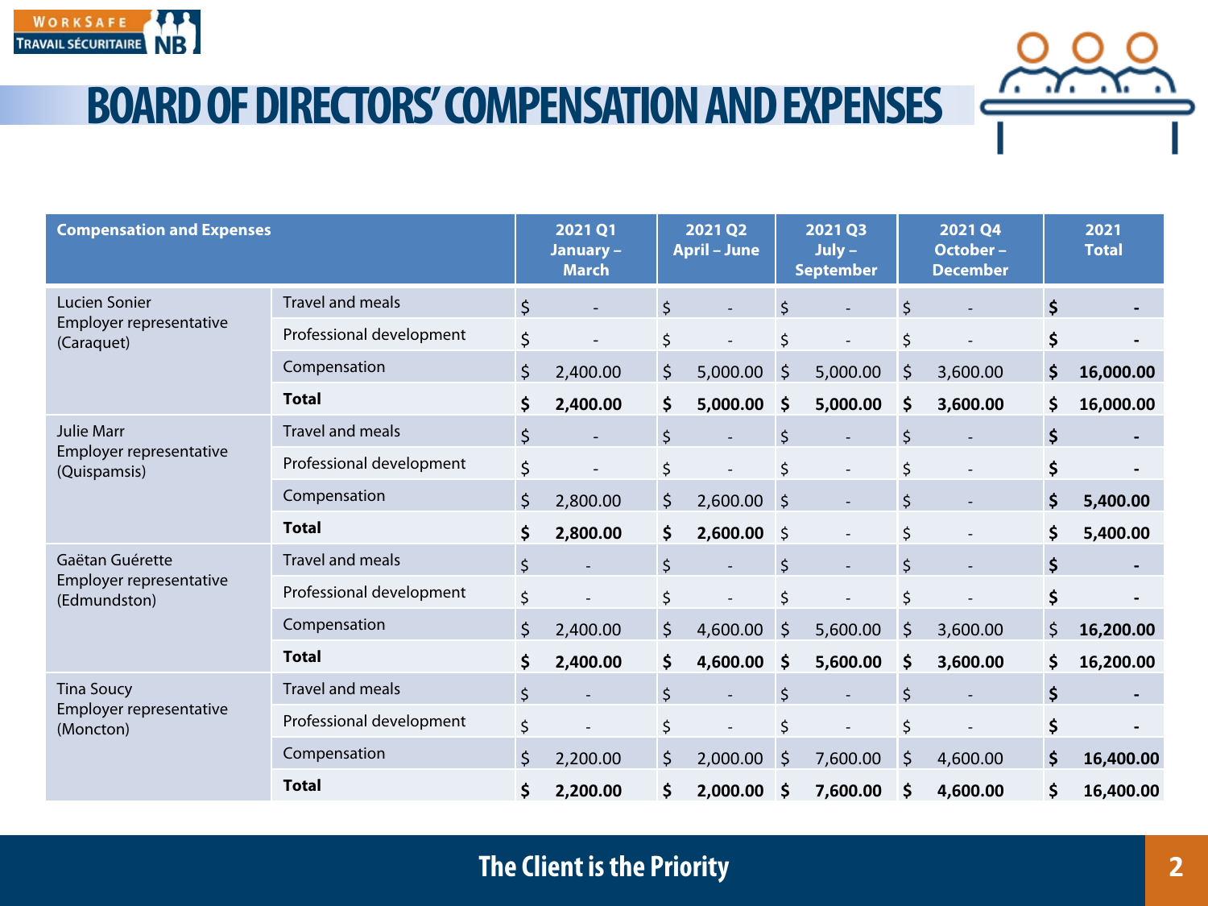# BOARD OF DIRECTORS' COMPENSATION AND EXPENSES

| Compensation and Expenses | | 2021 Q1 January – March | 2021 Q2 April – June | 2021 Q3 July – September | 2021 Q4 October – December | 2021 Total |
|---|---|---|---|---|---|---|
| Lucien Sonier Employer representative (Caraquet) | Travel and meals | $ - | $ - | $ - | $ - | **$ -** |
| | Professional development | $ - | $ - | $ - | $ - | **$ -** |
| | Compensation | $ 2,400.00 | $ 5,000.00 | $ 5,000.00 | $ 3,600.00 | **$ 16,000.00** |
| | **Total** | **$ 2,400.00** | **$ 5,000.00** | **$ 5,000.00** | **$ 3,600.00** | **$ 16,000.00** |
| Julie Marr Employer representative (Quispamsis) | Travel and meals | $ - | $ - | $ - | $ - | **$ -** |
| | Professional development | $ - | $ - | $ - | $ - | **$ -** |
| | Compensation | $ 2,800.00 | $ 2,600.00 | $ - | $ - | **$ 5,400.00** |
| | **Total** | **$ 2,800.00** | **$ 2,600.00** | $ - | $ - | **$ 5,400.00** |
| Gaëtan Guérette Employer representative (Edmundston) | Travel and meals | $ - | $ - | $ - | $ - | **$ -** |
| | Professional development | $ - | $ - | $ - | $ - | **$ -** |
| | Compensation | $ 2,400.00 | $ 4,600.00 | $ 5,600.00 | $ 3,600.00 | $ **16,200.00** |
| | **Total** | **$ 2,400.00** | **$ 4,600.00** | **$ 5,600.00** | **$ 3,600.00** | **$ 16,200.00** |
| Tina Soucy Employer representative (Moncton) | Travel and meals | $ - | $ - | $ - | $ - | **$ -** |
| | Professional development | $ - | $ - | $ - | $ - | **$ -** |
| | Compensation | $ 2,200.00 | $ 2,000.00 | $ 7,600.00 | $ 4,600.00 | **$ 16,400.00** |
| | **Total** | **$ 2,200.00** | **$ 2,000.00** | **$ 7,600.00** | **$ 4,600.00** | **$ 16,400.00** |

**The Client is the Priority**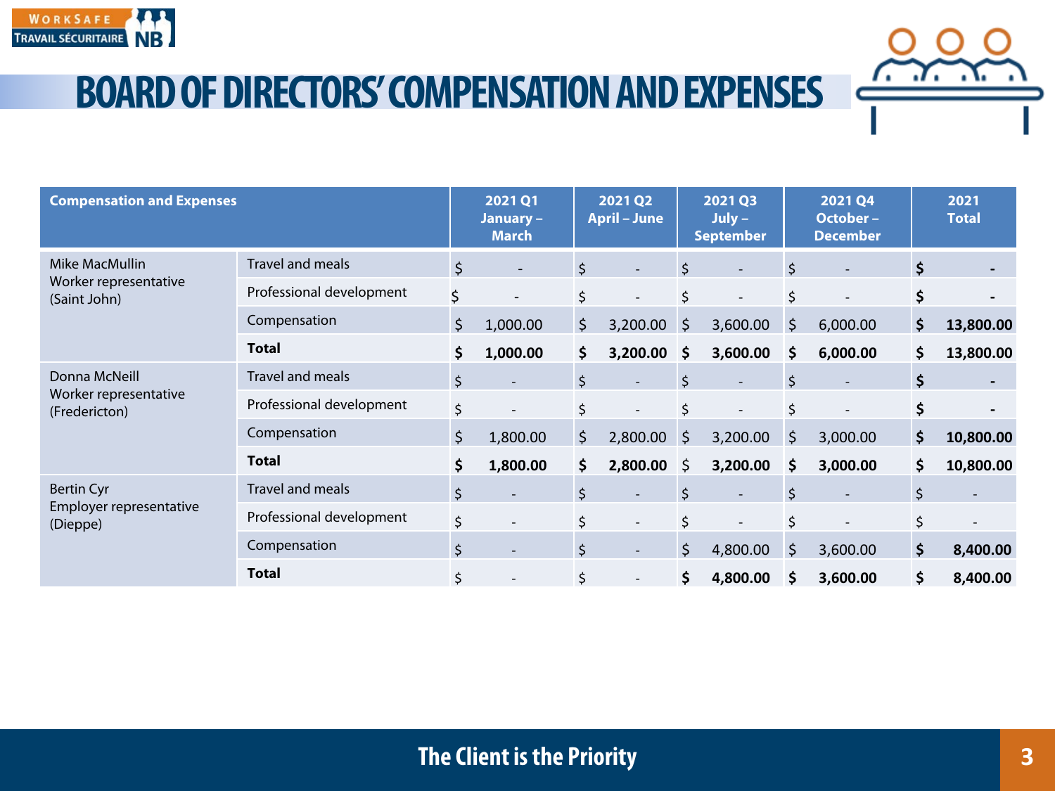# BOARD OF DIRECTORS' COMPENSATION AND EXPENSES

| Compensation and Expenses | | 2021 Q1 January – March | 2021 Q2 April – June | 2021 Q3 July – September | 2021 Q4 October – December | 2021 Total |
|---|---|---|---|---|---|---|
| Mike MacMullin Worker representative (Saint John) | Travel and meals | $ - | $ - | $ - | $ - | **$ -** |
| | Professional development | $ - | $ - | $ - | $ - | **$ -** |
| | Compensation | $ 1,000.00 | $ 3,200.00 | $ 3,600.00 | $ 6,000.00 | **$ 13,800.00** |
| | **Total** | **$ 1,000.00** | **$ 3,200.00** | **$ 3,600.00** | **$ 6,000.00** | **$ 13,800.00** |
| Donna McNeill Worker representative (Fredericton) | Travel and meals | $ - | $ - | $ - | $ - | **$ -** |
| | Professional development | $ - | $ - | $ - | $ - | **$ -** |
| | Compensation | $ 1,800.00 | $ 2,800.00 | $ 3,200.00 | $ 3,000.00 | **$ 10,800.00** |
| | **Total** | **$ 1,800.00** | **$ 2,800.00** | $ **3,200.00** | **$ 3,000.00** | **$ 10,800.00** |
| Bertin Cyr Employer representative (Dieppe) | Travel and meals | $ - | $ - | $ - | $ - | $ - |
| | Professional development | $ - | $ - | $ - | $ - | $ - |
| | Compensation | $ - | $ - | $ 4,800.00 | $ 3,600.00 | **$ 8,400.00** |
| | **Total** | $ - | $ - | **$ 4,800.00** | **$ 3,600.00** | **$ 8,400.00** |

The Client is the Priority